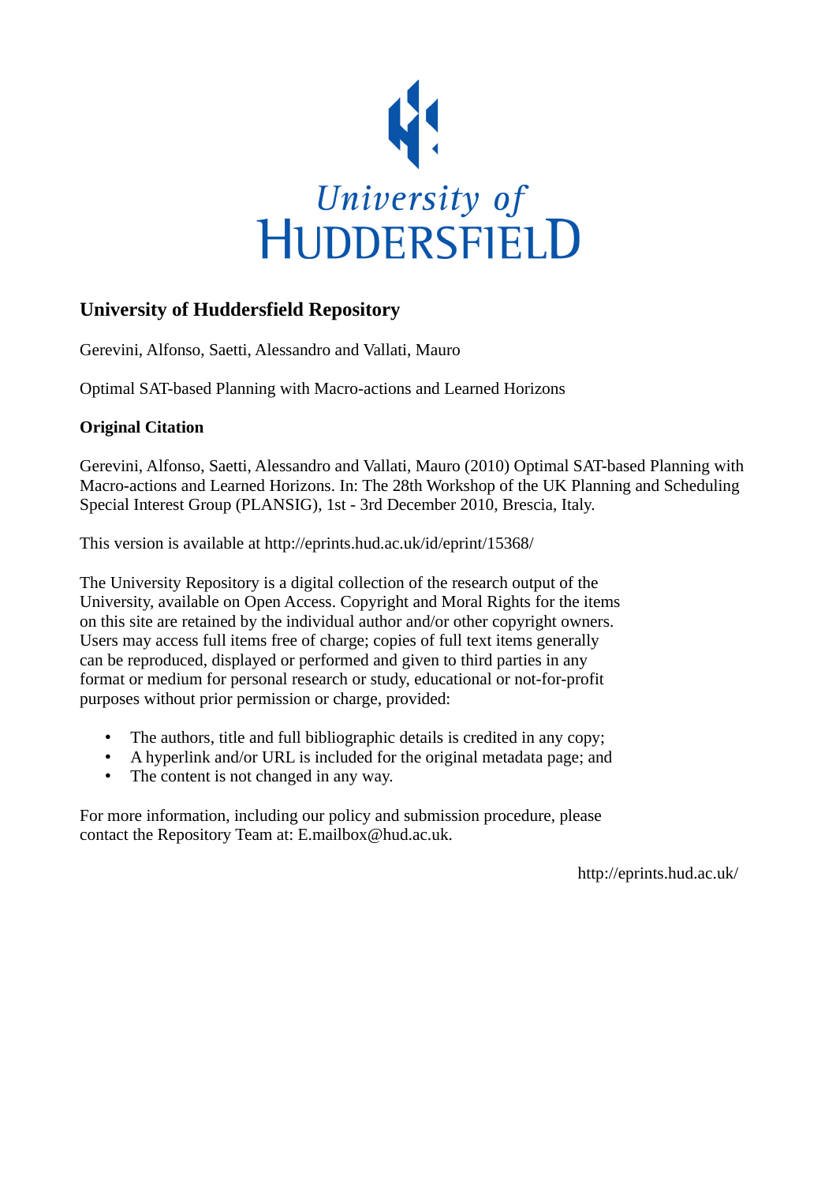University of HUDDERSFIELD

## University of Huddersfield Repository

Gerevini, Alfonso, Saetti, Alessandro and Vallati, Mauro

Optimal SAT-based Planning with Macro-actions and Learned Horizons

### Original Citation

Gerevini, Alfonso, Saetti, Alessandro and Vallati, Mauro (2010) Optimal SAT-based Planning with Macro-actions and Learned Horizons. In: The 28th Workshop of the UK Planning and Scheduling Special Interest Group (PLANSIG), 1st - 3rd December 2010, Brescia, Italy.

This version is available at http://eprints.hud.ac.uk/id/eprint/15368/

The University Repository is a digital collection of the research output of the University, available on Open Access. Copyright and Moral Rights for the items on this site are retained by the individual author and/or other copyright owners. Users may access full items free of charge; copies of full text items generally can be reproduced, displayed or performed and given to third parties in any format or medium for personal research or study, educational or not-for-profit purposes without prior permission or charge, provided:

- The authors, title and full bibliographic details is credited in any copy;
- A hyperlink and/or URL is included for the original metadata page; and
- The content is not changed in any way.

For more information, including our policy and submission procedure, please contact the Repository Team at: E.mailbox@hud.ac.uk.

http://eprints.hud.ac.uk/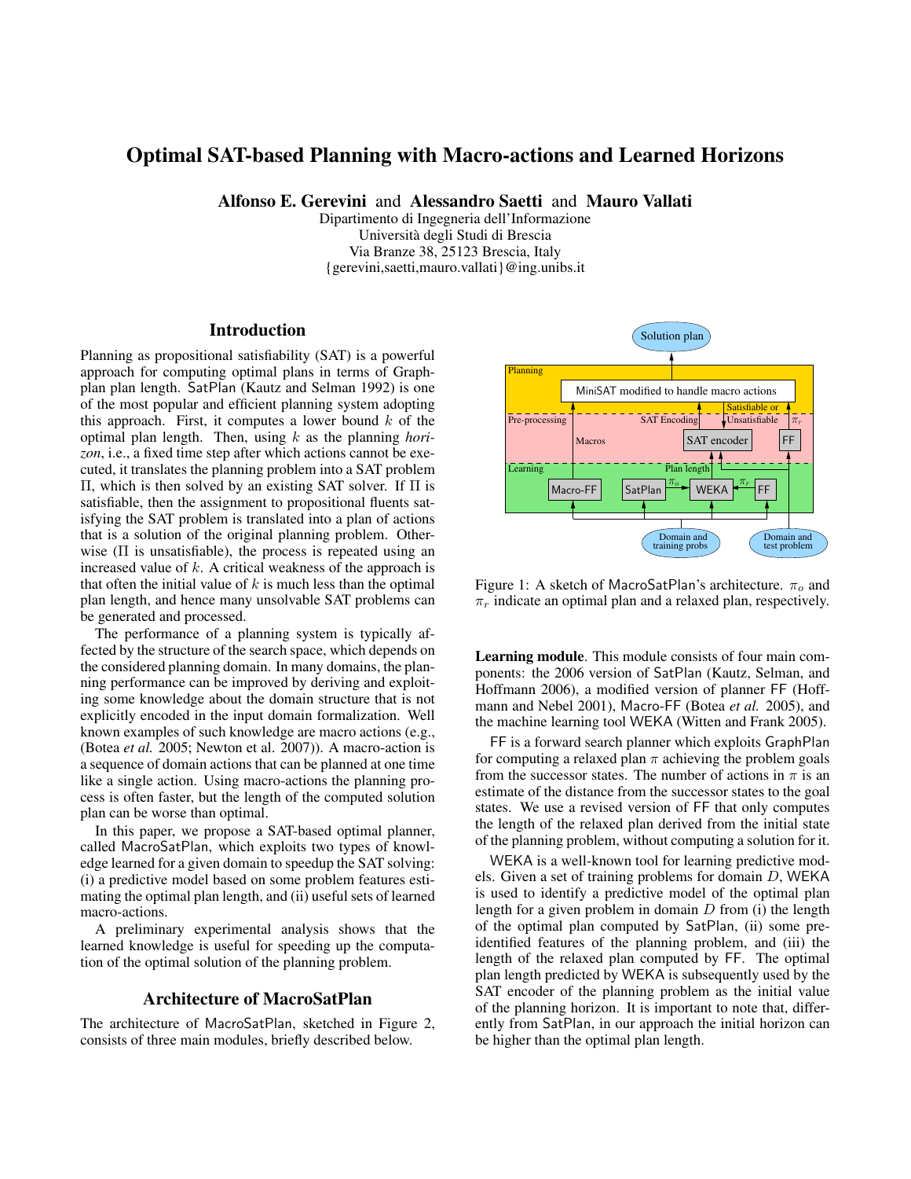# Optimal SAT-based Planning with Macro-actions and Learned Horizons

**Alfonso E. Gerevini** and **Alessandro Saetti** and **Mauro Vallati**
Dipartimento di Ingegneria dell'Informazione
Università degli Studi di Brescia
Via Branze 38, 25123 Brescia, Italy
{gerevini,saetti,mauro.vallati}@ing.unibs.it

## Introduction

Planning as propositional satisfiability (SAT) is a powerful approach for computing optimal plans in terms of Graphplan plan length. SatPlan (Kautz and Selman 1992) is one of the most popular and efficient planning system adopting this approach. First, it computes a lower bound $k$ of the optimal plan length. Then, using $k$ as the planning *horizon*, i.e., a fixed time step after which actions cannot be executed, it translates the planning problem into a SAT problem $\Pi$, which is then solved by an existing SAT solver. If $\Pi$ is satisfiable, then the assignment to propositional fluents satisfying the SAT problem is translated into a plan of actions that is a solution of the original planning problem. Otherwise ($\Pi$ is unsatisfiable), the process is repeated using an increased value of $k$. A critical weakness of the approach is that often the initial value of $k$ is much less than the optimal plan length, and hence many unsolvable SAT problems can be generated and processed.

The performance of a planning system is typically affected by the structure of the search space, which depends on the considered planning domain. In many domains, the planning performance can be improved by deriving and exploiting some knowledge about the domain structure that is not explicitly encoded in the input domain formalization. Well known examples of such knowledge are macro actions (e.g., (Botea *et al.* 2005; Newton et al. 2007)). A macro-action is a sequence of domain actions that can be planned at one time like a single action. Using macro-actions the planning process is often faster, but the length of the computed solution plan can be worse than optimal.

In this paper, we propose a SAT-based optimal planner, called MacroSatPlan, which exploits two types of knowledge learned for a given domain to speedup the SAT solving: (i) a predictive model based on some problem features estimating the optimal plan length, and (ii) useful sets of learned macro-actions.

A preliminary experimental analysis shows that the learned knowledge is useful for speeding up the computation of the optimal solution of the planning problem.

## Architecture of MacroSatPlan

The architecture of MacroSatPlan, sketched in Figure 2, consists of three main modules, briefly described below.

Figure 1: A sketch of MacroSatPlan's architecture. $\pi_o$ and $\pi_r$ indicate an optimal plan and a relaxed plan, respectively.

**Learning module**. This module consists of four main components: the 2006 version of SatPlan (Kautz, Selman, and Hoffmann 2006), a modified version of planner FF (Hoffmann and Nebel 2001), Macro-FF (Botea *et al.* 2005), and the machine learning tool WEKA (Witten and Frank 2005).

FF is a forward search planner which exploits GraphPlan for computing a relaxed plan $\pi$ achieving the problem goals from the successor states. The number of actions in $\pi$ is an estimate of the distance from the successor states to the goal states. We use a revised version of FF that only computes the length of the relaxed plan derived from the initial state of the planning problem, without computing a solution for it.

WEKA is a well-known tool for learning predictive models. Given a set of training problems for domain $D$, WEKA is used to identify a predictive model of the optimal plan length for a given problem in domain $D$ from (i) the length of the optimal plan computed by SatPlan, (ii) some pre-identified features of the planning problem, and (iii) the length of the relaxed plan computed by FF. The optimal plan length predicted by WEKA is subsequently used by the SAT encoder of the planning problem as the initial value of the planning horizon. It is important to note that, differently from SatPlan, in our approach the initial horizon can be higher than the optimal plan length.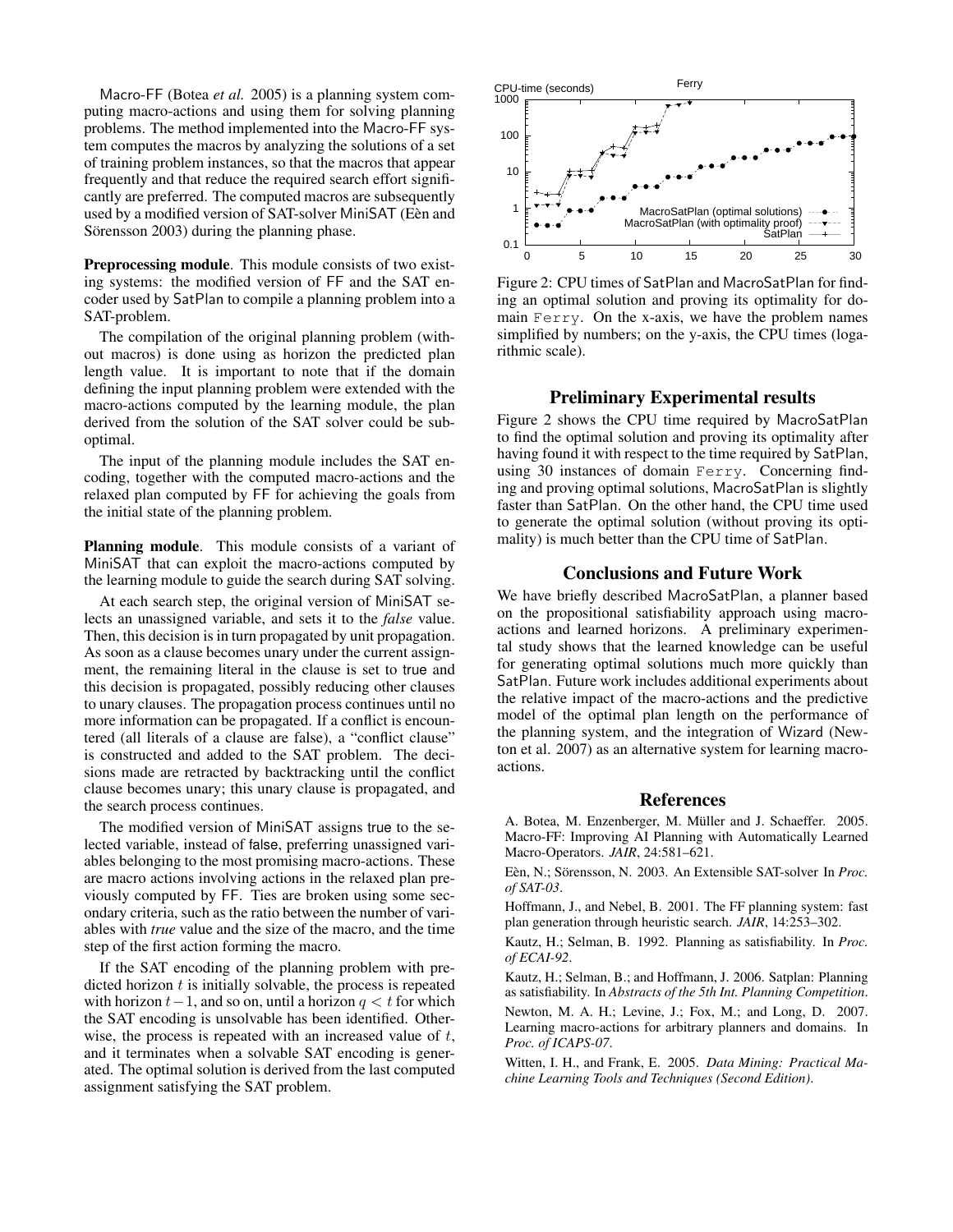Macro-FF (Botea *et al.* 2005) is a planning system computing macro-actions and using them for solving planning problems. The method implemented into the Macro-FF system computes the macros by analyzing the solutions of a set of training problem instances, so that the macros that appear frequently and that reduce the required search effort significantly are preferred. The computed macros are subsequently used by a modified version of SAT-solver MiniSAT (Eèn and Sörensson 2003) during the planning phase.

**Preprocessing module**. This module consists of two existing systems: the modified version of FF and the SAT encoder used by SatPlan to compile a planning problem into a SAT-problem.

The compilation of the original planning problem (without macros) is done using as horizon the predicted plan length value. It is important to note that if the domain defining the input planning problem were extended with the macro-actions computed by the learning module, the plan derived from the solution of the SAT solver could be suboptimal.

The input of the planning module includes the SAT encoding, together with the computed macro-actions and the relaxed plan computed by FF for achieving the goals from the initial state of the planning problem.

**Planning module**. This module consists of a variant of MiniSAT that can exploit the macro-actions computed by the learning module to guide the search during SAT solving.

At each search step, the original version of MiniSAT selects an unassigned variable, and sets it to the *false* value. Then, this decision is in turn propagated by unit propagation. As soon as a clause becomes unary under the current assignment, the remaining literal in the clause is set to true and this decision is propagated, possibly reducing other clauses to unary clauses. The propagation process continues until no more information can be propagated. If a conflict is encountered (all literals of a clause are false), a "conflict clause" is constructed and added to the SAT problem. The decisions made are retracted by backtracking until the conflict clause becomes unary; this unary clause is propagated, and the search process continues.

The modified version of MiniSAT assigns true to the selected variable, instead of false, preferring unassigned variables belonging to the most promising macro-actions. These are macro actions involving actions in the relaxed plan previously computed by FF. Ties are broken using some secondary criteria, such as the ratio between the number of variables with *true* value and the size of the macro, and the time step of the first action forming the macro.

If the SAT encoding of the planning problem with predicted horizon $t$ is initially solvable, the process is repeated with horizon $t-1$, and so on, until a horizon $q < t$ for which the SAT encoding is unsolvable has been identified. Otherwise, the process is repeated with an increased value of $t$, and it terminates when a solvable SAT encoding is generated. The optimal solution is derived from the last computed assignment satisfying the SAT problem.

Ferry

CPU-time (seconds)

1000
100
10
1
0.1

0 5 10 15 20 25 30

MacroSatPlan (optimal solutions)
MacroSatPlan (with optimality proof)
SatPlan

Figure 2: CPU times of SatPlan and MacroSatPlan for finding an optimal solution and proving its optimality for domain `Ferry`. On the x-axis, we have the problem names simplified by numbers; on the y-axis, the CPU times (logarithmic scale).

## Preliminary Experimental results

Figure 2 shows the CPU time required by MacroSatPlan to find the optimal solution and proving its optimality after having found it with respect to the time required by SatPlan, using 30 instances of domain `Ferry`. Concerning finding and proving optimal solutions, MacroSatPlan is slightly faster than SatPlan. On the other hand, the CPU time used to generate the optimal solution (without proving its optimality) is much better than the CPU time of SatPlan.

## Conclusions and Future Work

We have briefly described MacroSatPlan, a planner based on the propositional satisfiability approach using macro-actions and learned horizons. A preliminary experimental study shows that the learned knowledge can be useful for generating optimal solutions much more quickly than SatPlan. Future work includes additional experiments about the relative impact of the macro-actions and the predictive model of the optimal plan length on the performance of the planning system, and the integration of Wizard (Newton et al. 2007) as an alternative system for learning macro-actions.

## References

A. Botea, M. Enzenberger, M. Müller and J. Schaeffer. 2005. Macro-FF: Improving AI Planning with Automatically Learned Macro-Operators. *JAIR*, 24:581–621.

Eèn, N.; Sörensson, N. 2003. An Extensible SAT-solver In *Proc. of SAT-03*.

Hoffmann, J., and Nebel, B. 2001. The FF planning system: fast plan generation through heuristic search. *JAIR*, 14:253–302.

Kautz, H.; Selman, B. 1992. Planning as satisfiability. In *Proc. of ECAI-92*.

Kautz, H.; Selman, B.; and Hoffmann, J. 2006. Satplan: Planning as satisfiability. In *Abstracts of the 5th Int. Planning Competition*.

Newton, M. A. H.; Levine, J.; Fox, M.; and Long, D. 2007. Learning macro-actions for arbitrary planners and domains. In *Proc. of ICAPS-07*.

Witten, I. H., and Frank, E. 2005. *Data Mining: Practical Machine Learning Tools and Techniques (Second Edition)*.